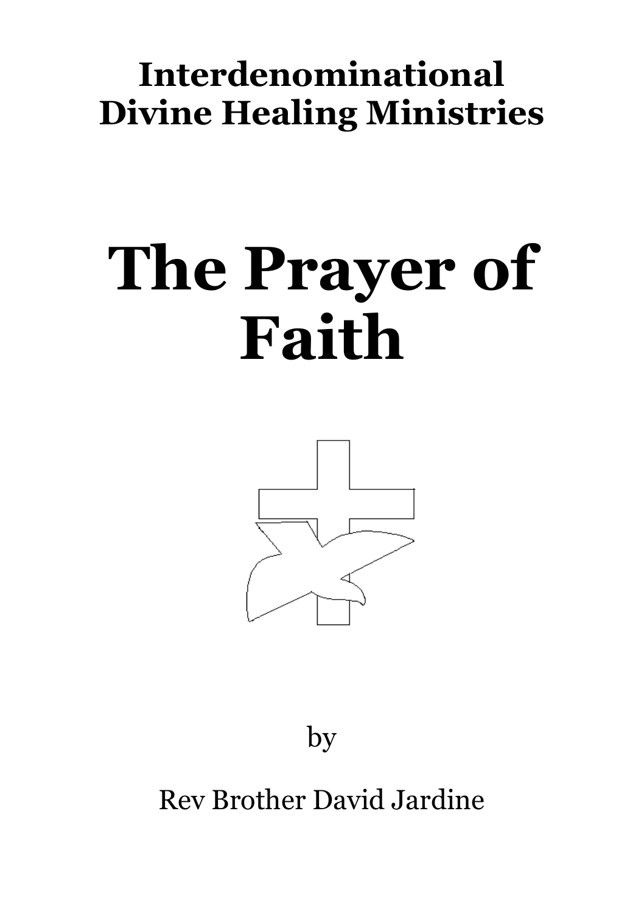**Interdenominational Divine Healing Ministries**

# The Prayer of Faith

by

Rev Brother David Jardine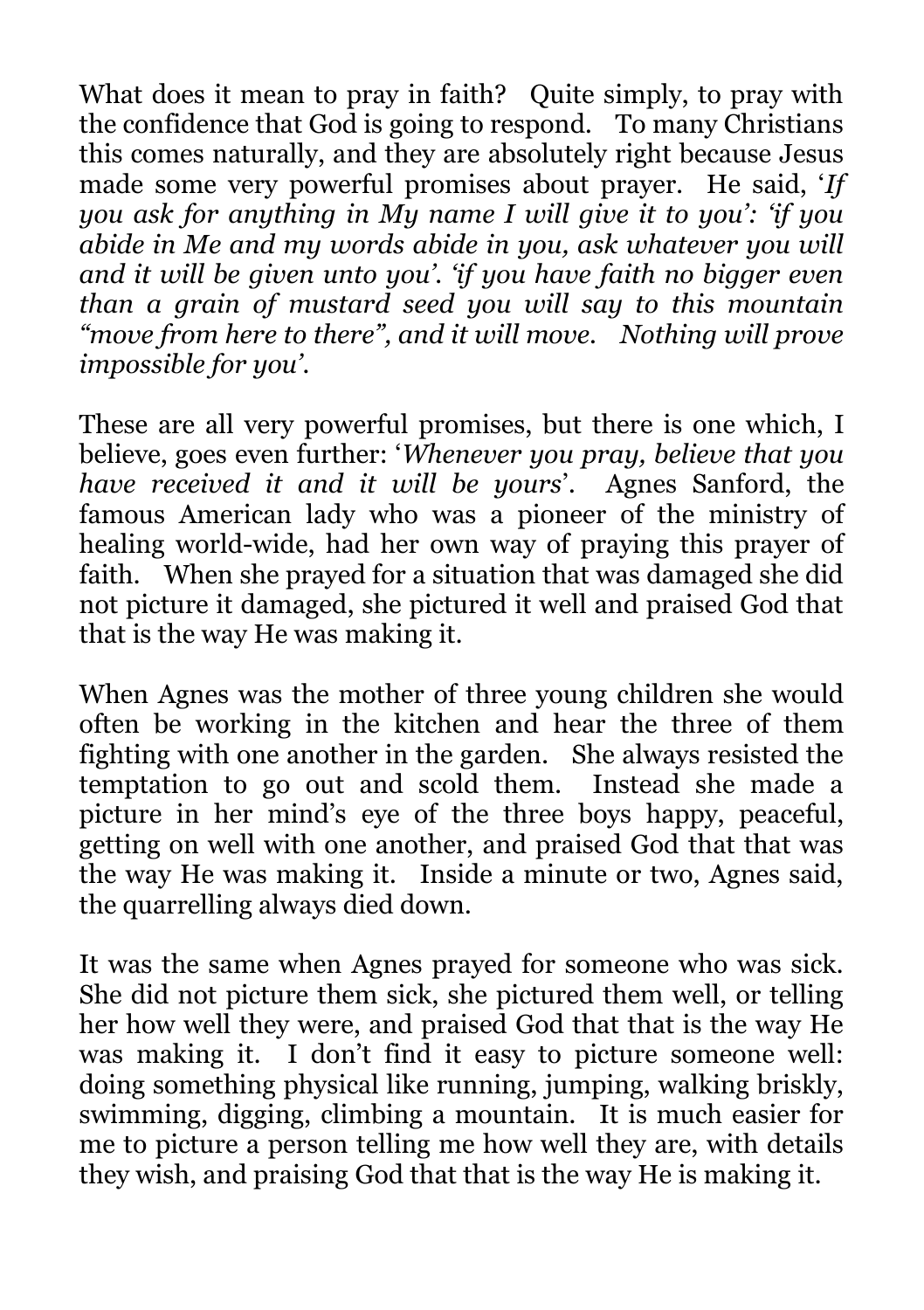What does it mean to pray in faith? Quite simply, to pray with the confidence that God is going to respond. To many Christians this comes naturally, and they are absolutely right because Jesus made some very powerful promises about prayer. He said, '*If you ask for anything in My name I will give it to you': 'if you abide in Me and my words abide in you, ask whatever you will and it will be given unto you'. 'if you have faith no bigger even than a grain of mustard seed you will say to this mountain "move from here to there", and it will move. Nothing will prove impossible for you'*.

These are all very powerful promises, but there is one which, I believe, goes even further: '*Whenever you pray, believe that you have received it and it will be yours*'. Agnes Sanford, the famous American lady who was a pioneer of the ministry of healing world-wide, had her own way of praying this prayer of faith. When she prayed for a situation that was damaged she did not picture it damaged, she pictured it well and praised God that that is the way He was making it.

When Agnes was the mother of three young children she would often be working in the kitchen and hear the three of them fighting with one another in the garden. She always resisted the temptation to go out and scold them. Instead she made a picture in her mind's eye of the three boys happy, peaceful, getting on well with one another, and praised God that that was the way He was making it. Inside a minute or two, Agnes said, the quarrelling always died down.

It was the same when Agnes prayed for someone who was sick. She did not picture them sick, she pictured them well, or telling her how well they were, and praised God that that is the way He was making it. I don't find it easy to picture someone well: doing something physical like running, jumping, walking briskly, swimming, digging, climbing a mountain. It is much easier for me to picture a person telling me how well they are, with details they wish, and praising God that that is the way He is making it.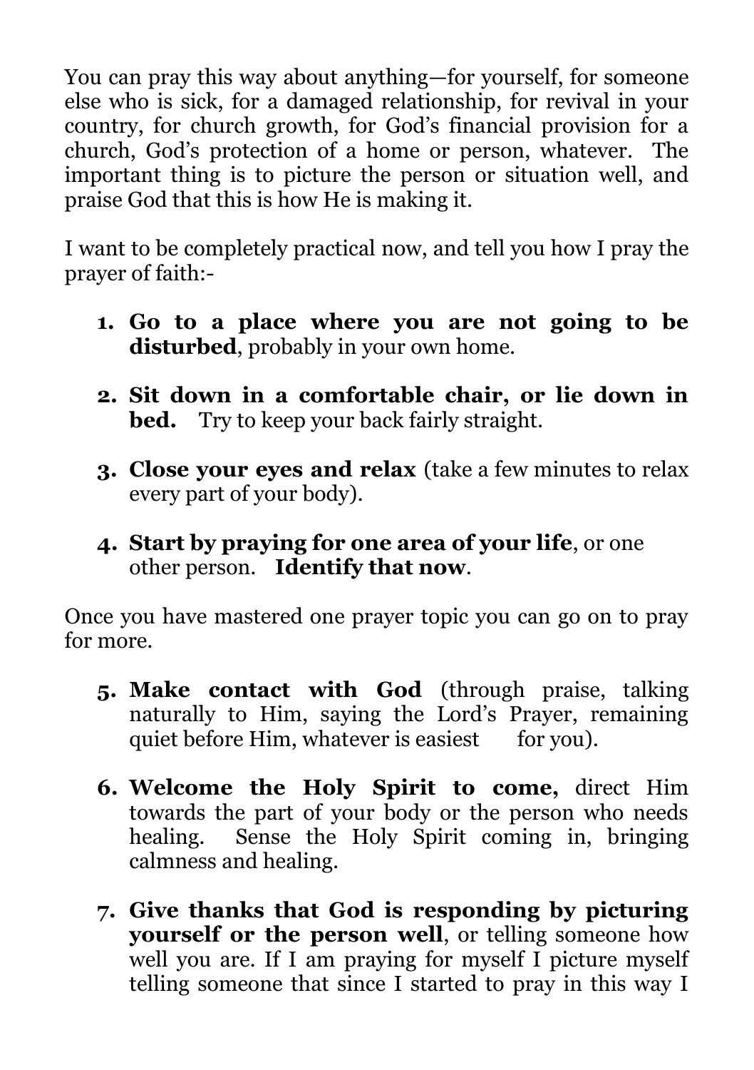You can pray this way about anything—for yourself, for someone else who is sick, for a damaged relationship, for revival in your country, for church growth, for God's financial provision for a church, God's protection of a home or person, whatever. The important thing is to picture the person or situation well, and praise God that this is how He is making it.

I want to be completely practical now, and tell you how I pray the prayer of faith:-

1. **Go to a place where you are not going to be disturbed**, probably in your own home.

2. **Sit down in a comfortable chair, or lie down in bed.** Try to keep your back fairly straight.

3. **Close your eyes and relax** (take a few minutes to relax every part of your body).

4. **Start by praying for one area of your life**, or one other person. **Identify that now**.

Once you have mastered one prayer topic you can go on to pray for more.

5. **Make contact with God** (through praise, talking naturally to Him, saying the Lord's Prayer, remaining quiet before Him, whatever is easiest for you).

6. **Welcome the Holy Spirit to come,** direct Him towards the part of your body or the person who needs healing. Sense the Holy Spirit coming in, bringing calmness and healing.

7. **Give thanks that God is responding by picturing yourself or the person well**, or telling someone how well you are. If I am praying for myself I picture myself telling someone that since I started to pray in this way I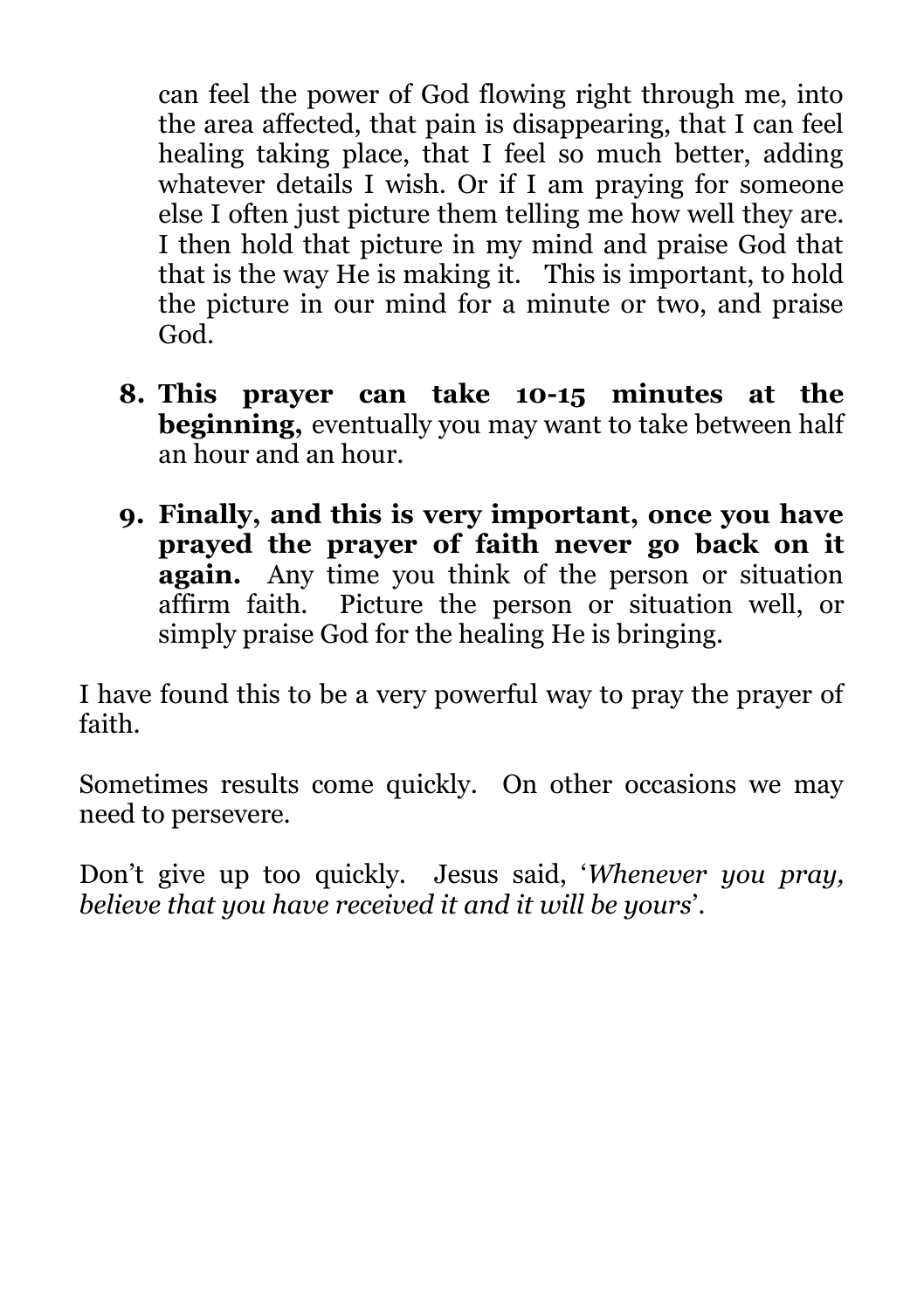can feel the power of God flowing right through me, into the area affected, that pain is disappearing, that I can feel healing taking place, that I feel so much better, adding whatever details I wish. Or if I am praying for someone else I often just picture them telling me how well they are. I then hold that picture in my mind and praise God that that is the way He is making it. This is important, to hold the picture in our mind for a minute or two, and praise God.

8. **This prayer can take 10-15 minutes at the beginning,** eventually you may want to take between half an hour and an hour.

9. **Finally, and this is very important, once you have prayed the prayer of faith never go back on it again.** Any time you think of the person or situation affirm faith. Picture the person or situation well, or simply praise God for the healing He is bringing.

I have found this to be a very powerful way to pray the prayer of faith.

Sometimes results come quickly. On other occasions we may need to persevere.

Don't give up too quickly. Jesus said, '*Whenever you pray, believe that you have received it and it will be yours*'.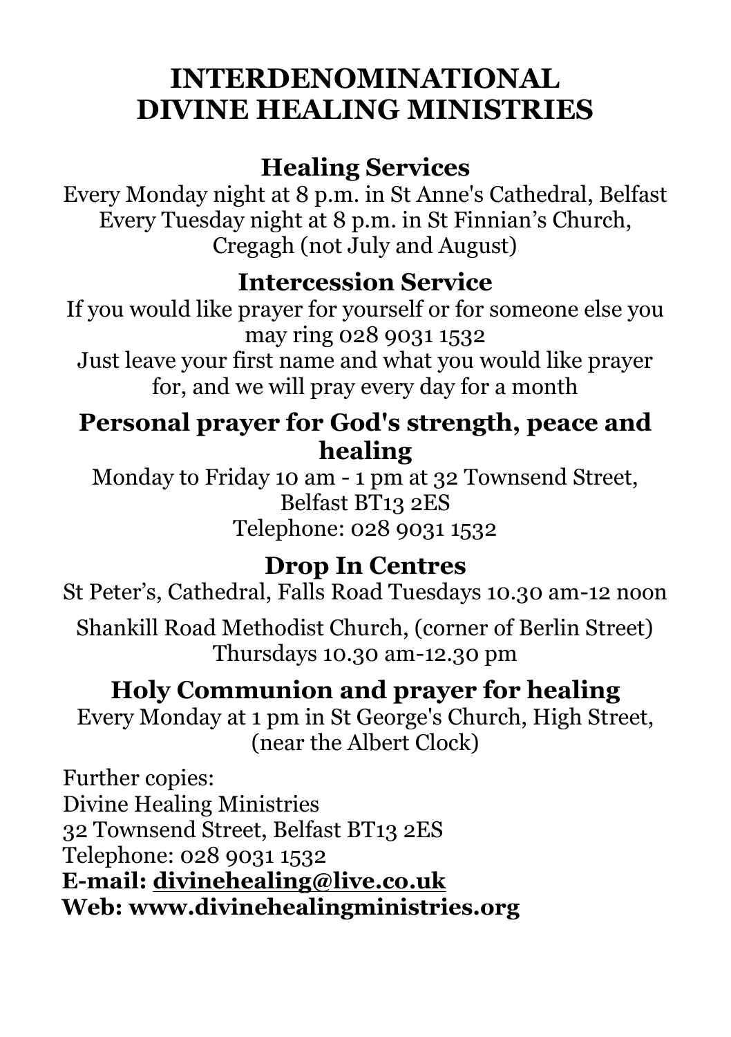# INTERDENOMINATIONAL DIVINE HEALING MINISTRIES

## Healing Services

Every Monday night at 8 p.m. in St Anne's Cathedral, Belfast
Every Tuesday night at 8 p.m. in St Finnian's Church, Cregagh (not July and August)

## Intercession Service

If you would like prayer for yourself or for someone else you may ring 028 9031 1532
Just leave your first name and what you would like prayer for, and we will pray every day for a month

## Personal prayer for God's strength, peace and healing

Monday to Friday 10 am - 1 pm at 32 Townsend Street, Belfast BT13 2ES
Telephone: 028 9031 1532

## Drop In Centres

St Peter's, Cathedral, Falls Road Tuesdays 10.30 am-12 noon

Shankill Road Methodist Church, (corner of Berlin Street) Thursdays 10.30 am-12.30 pm

## Holy Communion and prayer for healing

Every Monday at 1 pm in St George's Church, High Street, (near the Albert Clock)

Further copies:
Divine Healing Ministries
32 Townsend Street, Belfast BT13 2ES
Telephone: 028 9031 1532
**E-mail: divinehealing@live.co.uk**
**Web: www.divinehealingministries.org**